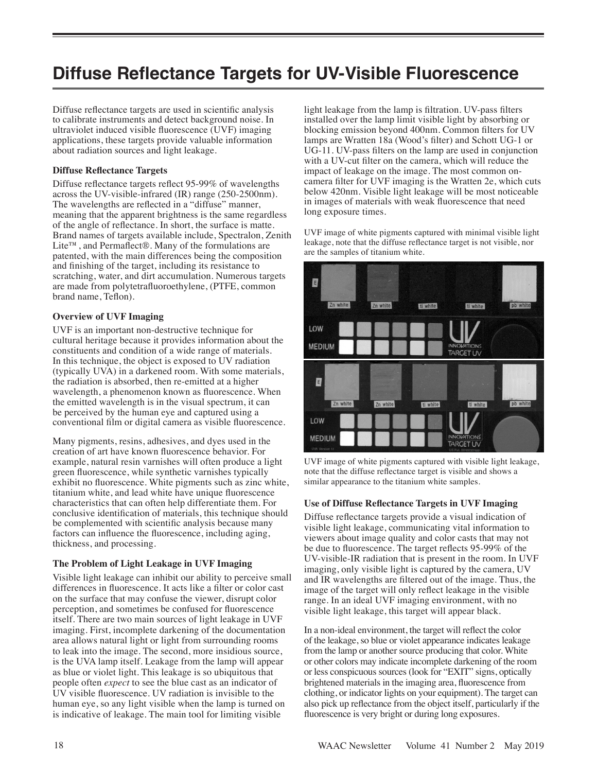# Diffuse Reflectance Targets for UV-Visible Fluorescence

Diffuse reflectance targets are used in scientific analysis to calibrate instruments and detect background noise. In ultraviolet induced visible fluorescence (UVF) imaging applications, these targets provide valuable information about radiation sources and light leakage.

### Diffuse Reflectance Targets

Diffuse reflectance targets reflect 95-99% of wavelengths across the UV-visible-infrared (IR) range (250-2500nm). The wavelengths are reflected in a "diffuse" manner, meaning that the apparent brightness is the same regardless of the angle of reflectance. In short, the surface is matte. Brand names of targets available include, Spectralon, Zenith Lite™ , and Permaflect®. Many of the formulations are patented, with the main differences being the composition and finishing of the target, including its resistance to scratching, water, and dirt accumulation. Numerous targets are made from polytetrafluoroethylene, (PTFE, common brand name, Teflon).

### Overview of UVF Imaging

UVF is an important non-destructive technique for cultural heritage because it provides information about the constituents and condition of a wide range of materials. In this technique, the object is exposed to UV radiation (typically UVA) in a darkened room. With some materials, the radiation is absorbed, then re-emitted at a higher wavelength, a phenomenon known as fluorescence. When the emitted wavelength is in the visual spectrum, it can be perceived by the human eye and captured using a conventional film or digital camera as visible fluorescence.

Many pigments, resins, adhesives, and dyes used in the creation of art have known fluorescence behavior. For example, natural resin varnishes will often produce a light green fluorescence, while synthetic varnishes typically exhibit no fluorescence. White pigments such as zinc white, titanium white, and lead white have unique fluorescence characteristics that can often help differentiate them. For conclusive identification of materials, this technique should be complemented with scientific analysis because many factors can influence the fluorescence, including aging, thickness, and processing.

### The Problem of Light Leakage in UVF Imaging

Visible light leakage can inhibit our ability to perceive small differences in fluorescence. It acts like a filter or color cast on the surface that may confuse the viewer, disrupt color perception, and sometimes be confused for fluorescence itself. There are two main sources of light leakage in UVF imaging. First, incomplete darkening of the documentation area allows natural light or light from surrounding rooms to leak into the image. The second, more insidious source, is the UVA lamp itself. Leakage from the lamp will appear as blue or violet light. This leakage is so ubiquitous that people often *expect* to see the blue cast as an indicator of UV visible fluorescence. UV radiation is invisible to the human eye, so any light visible when the lamp is turned on is indicative of leakage. The main tool for limiting visible light leakage from the lamp is filtration. UV-pass filters installed over the lamp limit visible light by absorbing or blocking emission beyond 400nm. Common filters for UV lamps are Wratten 18a (Wood's filter) and Schott UG-1 or UG-11. UV-pass filters on the lamp are used in conjunction with a UV-cut filter on the camera, which will reduce the impact of leakage on the image. The most common on-camera filter for UVF imaging is the Wratten 2e, which cuts below 420nm. Visible light leakage will be most noticeable in images of materials with weak fluorescence that need long exposure times.

UVF image of white pigments captured with minimal visible light leakage, note that the diffuse reflectance target is not visible, nor are the samples of titanium white.

UVF image of white pigments captured with visible light leakage, note that the diffuse reflectance target is visible and shows a similar appearance to the titanium white samples.

### Use of Diffuse Reflectance Targets in UVF Imaging

Diffuse reflectance targets provide a visual indication of visible light leakage, communicating vital information to viewers about image quality and color casts that may not be due to fluorescence. The target reflects 95-99% of the UV-visible-IR radiation that is present in the room. In UVF imaging, only visible light is captured by the camera, UV and IR wavelengths are filtered out of the image. Thus, the image of the target will only reflect leakage in the visible range. In an ideal UVF imaging environment, with no visible light leakage, this target will appear black.

In a non-ideal environment, the target will reflect the color of the leakage, so blue or violet appearance indicates leakage from the lamp or another source producing that color. White or other colors may indicate incomplete darkening of the room or less conspicuous sources (look for "EXIT" signs, optically brightened materials in the imaging area, fluorescence from clothing, or indicator lights on your equipment). The target can also pick up reflectance from the object itself, particularly if the fluorescence is very bright or during long exposures.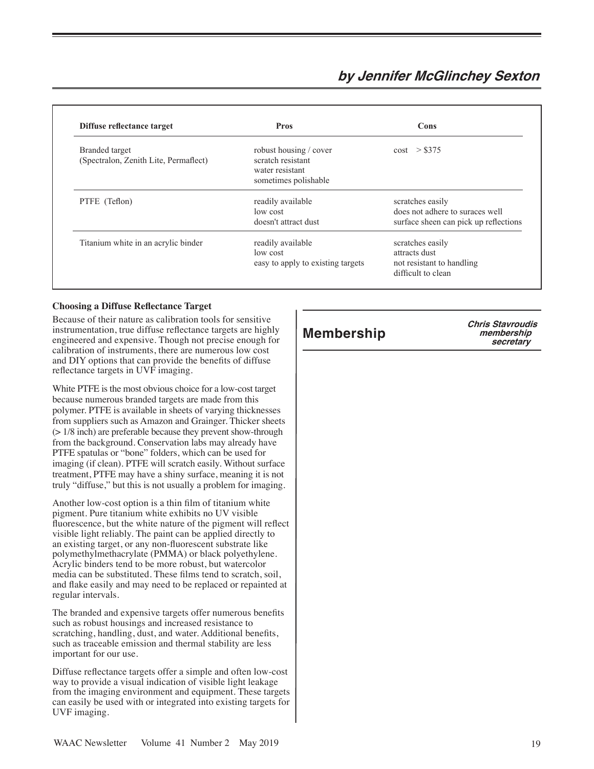***by Jennifer McGlinchey Sexton***

| Diffuse reflectance target | Pros | Cons |
|---|---|---|
| Branded target (Spectralon, Zenith Lite, Permaflect) | robust housing / cover<br>scratch resistant<br>water resistant<br>sometimes polishable | cost > $375 |
| PTFE (Teflon) | readily available<br>low cost<br>doesn't attract dust | scratches easily<br>does not adhere to suraces well<br>surface sheen can pick up reflections |
| Titanium white in an acrylic binder | readily available<br>low cost<br>easy to apply to existing targets | scratches easily<br>attracts dust<br>not resistant to handling<br>difficult to clean |

**Choosing a Diffuse Reflectance Target**

Because of their nature as calibration tools for sensitive instrumentation, true diffuse reflectance targets are highly engineered and expensive. Though not precise enough for calibration of instruments, there are numerous low cost and DIY options that can provide the benefits of diffuse reflectance targets in UVF imaging.

White PTFE is the most obvious choice for a low-cost target because numerous branded targets are made from this polymer. PTFE is available in sheets of varying thicknesses from suppliers such as Amazon and Grainger. Thicker sheets (> 1/8 inch) are preferable because they prevent show-through from the background. Conservation labs may already have PTFE spatulas or "bone" folders, which can be used for imaging (if clean). PTFE will scratch easily. Without surface treatment, PTFE may have a shiny surface, meaning it is not truly "diffuse," but this is not usually a problem for imaging.

Another low-cost option is a thin film of titanium white pigment. Pure titanium white exhibits no UV visible fluorescence, but the white nature of the pigment will reflect visible light reliably. The paint can be applied directly to an existing target, or any non-fluorescent substrate like polymethylmethacrylate (PMMA) or black polyethylene. Acrylic binders tend to be more robust, but watercolor media can be substituted. These films tend to scratch, soil, and flake easily and may need to be replaced or repainted at regular intervals.

The branded and expensive targets offer numerous benefits such as robust housings and increased resistance to scratching, handling, dust, and water. Additional benefits, such as traceable emission and thermal stability are less important for our use.

Diffuse reflectance targets offer a simple and often low-cost way to provide a visual indication of visible light leakage from the imaging environment and equipment. These targets can easily be used with or integrated into existing targets for UVF imaging.

## Membership

***Chris Stavroudis membership secretary***